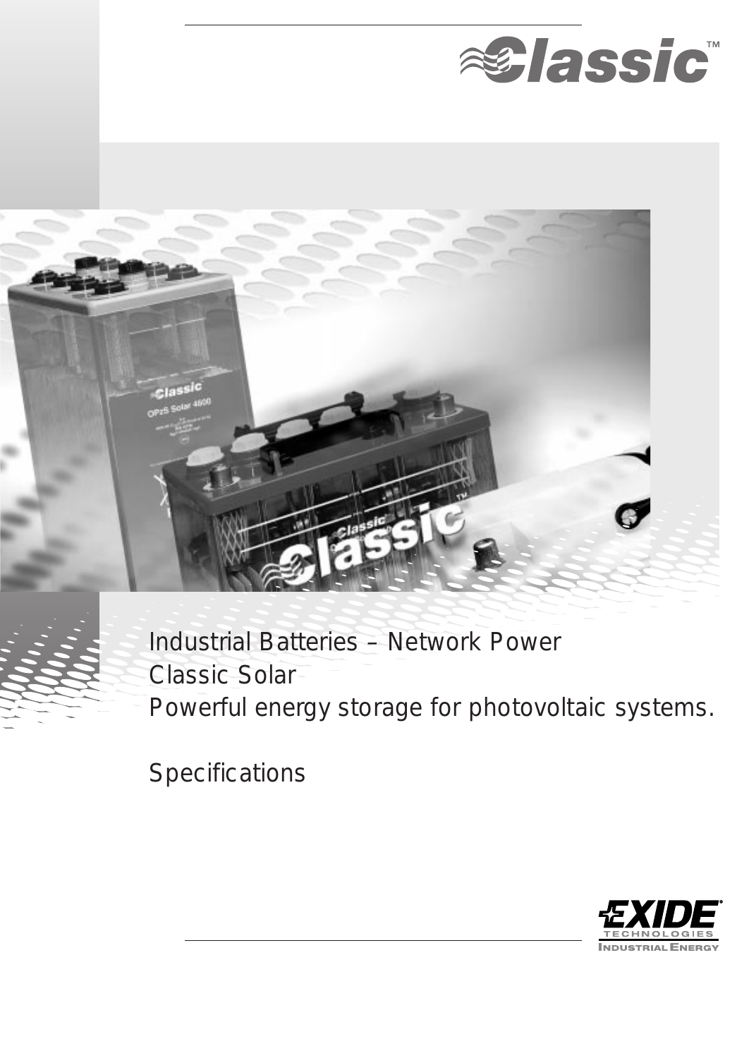# Classic™

Industrial Batteries – Network Power
Classic Solar
Powerful energy storage for photovoltaic systems.

Specifications

EXIDE TECHNOLOGIES
INDUSTRIAL ENERGY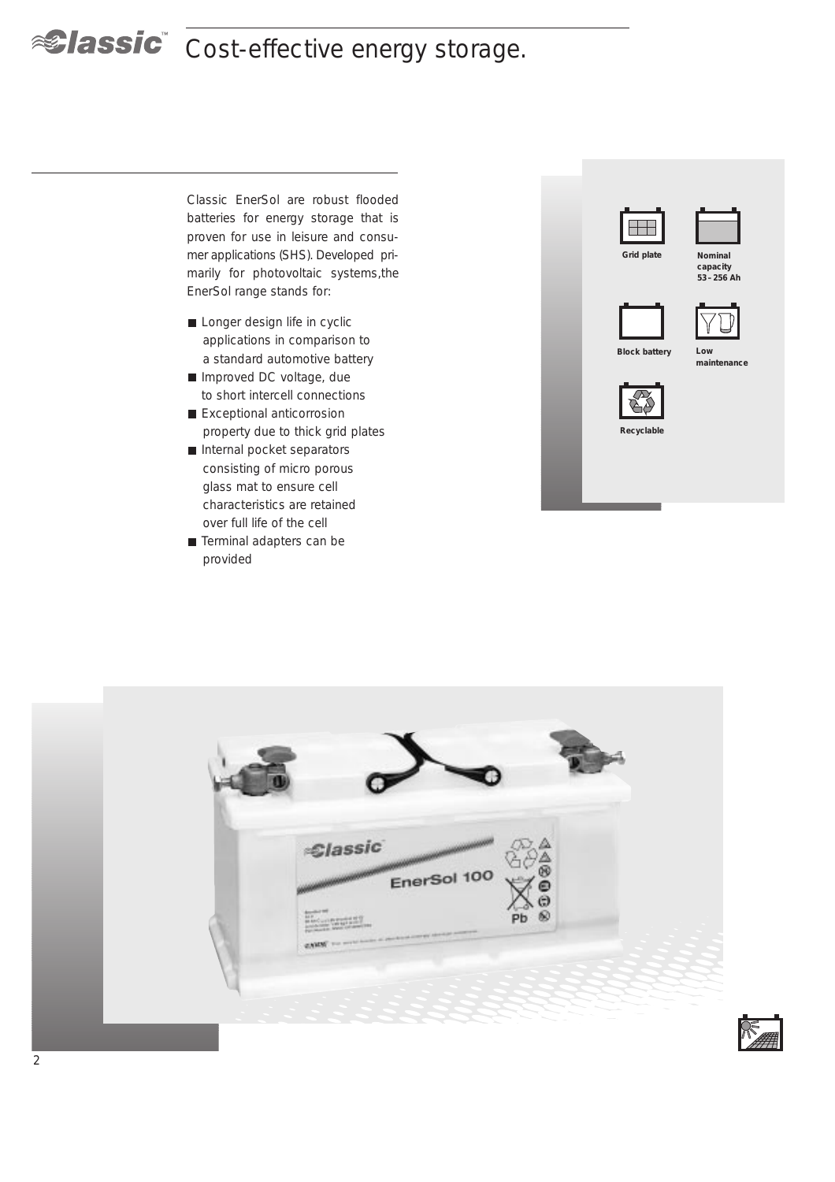# Classic™ Cost-effective energy storage.

Classic EnerSol are robust flooded batteries for energy storage that is proven for use in leisure and consumer applications (SHS). Developed primarily for photovoltaic systems,the EnerSol range stands for:

- Longer design life in cyclic applications in comparison to a standard automotive battery
- Improved DC voltage, due to short intercell connections
- Exceptional anticorrosion property due to thick grid plates
- Internal pocket separators consisting of micro porous glass mat to ensure cell characteristics are retained over full life of the cell
- Terminal adapters can be provided

**Grid plate**

**Nominal capacity 53 – 256 Ah**

**Block battery**

**Low maintenance**

**Recyclable**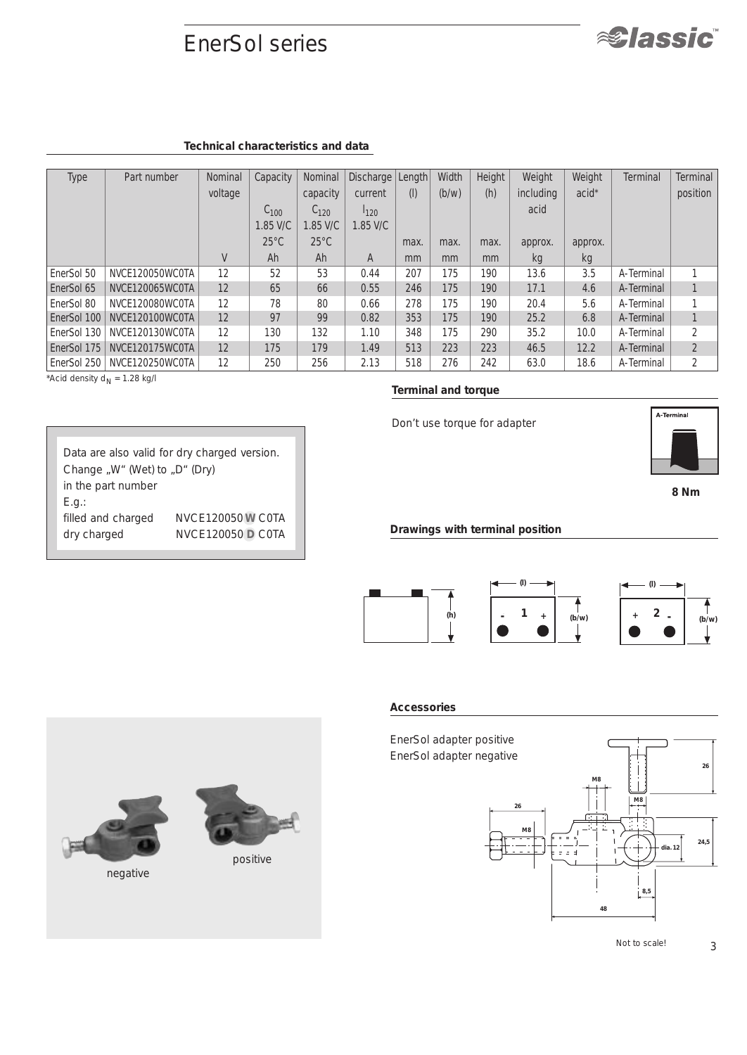# EnerSol series

## Technical characteristics and data

| Type | Part number | Nominal voltage | Capacity $C_{100}$ 1.85 V/C 25°C | Nominal capacity $C_{120}$ 1.85 V/C 25°C | Discharge current $I_{120}$ 1.85 V/C | Length (l) max. | Width (b/w) max. | Height (h) max. | Weight including acid approx. | Weight acid* approx. | Terminal | Terminal position |
|---|---|---|---|---|---|---|---|---|---|---|---|---|
| | | V | Ah | Ah | A | mm | mm | mm | kg | kg | | |
| EnerSol 50 | NVCE120050WC0TA | 12 | 52 | 53 | 0.44 | 207 | 175 | 190 | 13.6 | 3.5 | A-Terminal | 1 |
| EnerSol 65 | NVCE120065WC0TA | 12 | 65 | 66 | 0.55 | 246 | 175 | 190 | 17.1 | 4.6 | A-Terminal | 1 |
| EnerSol 80 | NVCE120080WC0TA | 12 | 78 | 80 | 0.66 | 278 | 175 | 190 | 20.4 | 5.6 | A-Terminal | 1 |
| EnerSol 100 | NVCE120100WC0TA | 12 | 97 | 99 | 0.82 | 353 | 175 | 190 | 25.2 | 6.8 | A-Terminal | 1 |
| EnerSol 130 | NVCE120130WC0TA | 12 | 130 | 132 | 1.10 | 348 | 175 | 290 | 35.2 | 10.0 | A-Terminal | 2 |
| EnerSol 175 | NVCE120175WC0TA | 12 | 175 | 179 | 1.49 | 513 | 223 | 223 | 46.5 | 12.2 | A-Terminal | 2 |
| EnerSol 250 | NVCE120250WC0TA | 12 | 250 | 256 | 2.13 | 518 | 276 | 242 | 63.0 | 18.6 | A-Terminal | 2 |

*Acid density $d_N$ = 1.28 kg/l

Data are also valid for dry charged version.
Change „W" (Wet) to „D" (Dry)
in the part number
E.g.:

filled and charged NVCE120050 **W** C0TA
dry charged NVCE120050 **D** C0TA

## Terminal and torque

Don't use torque for adapter

A-Terminal

**8 Nm**

## Drawings with terminal position

(h)

(l) - 1 + (b/w)

(l) + 2 - (b/w)

negative

positive

## Accessories

EnerSol adapter positive
EnerSol adapter negative

M8, M8, M8, 26, 26, 24,5, dia. 12, 8,5, 48

Not to scale!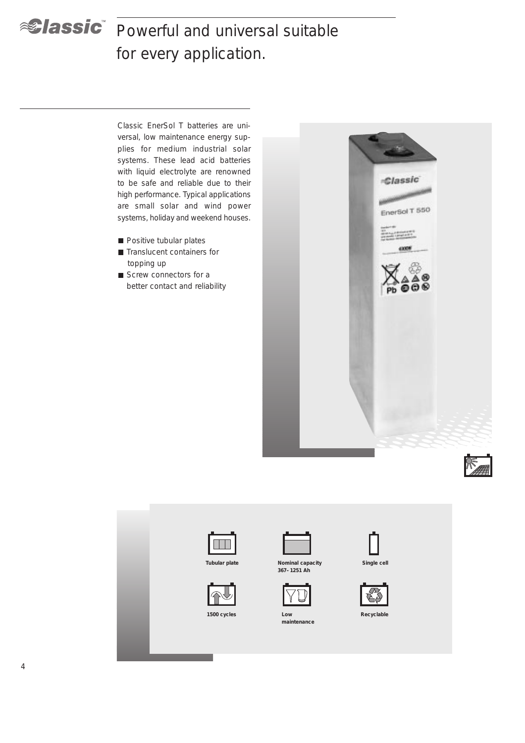# Classic™ Powerful and universal suitable for every application.

Classic EnerSol T batteries are universal, low maintenance energy supplies for medium industrial solar systems. These lead acid batteries with liquid electrolyte are renowned to be safe and reliable due to their high performance. Typical applications are small solar and wind power systems, holiday and weekend houses.

- Positive tubular plates
- Translucent containers for topping up
- Screw connectors for a better contact and reliability

Tubular plate

Nominal capacity 367– 1251 Ah

Single cell

1500 cycles

Low maintenance

Recyclable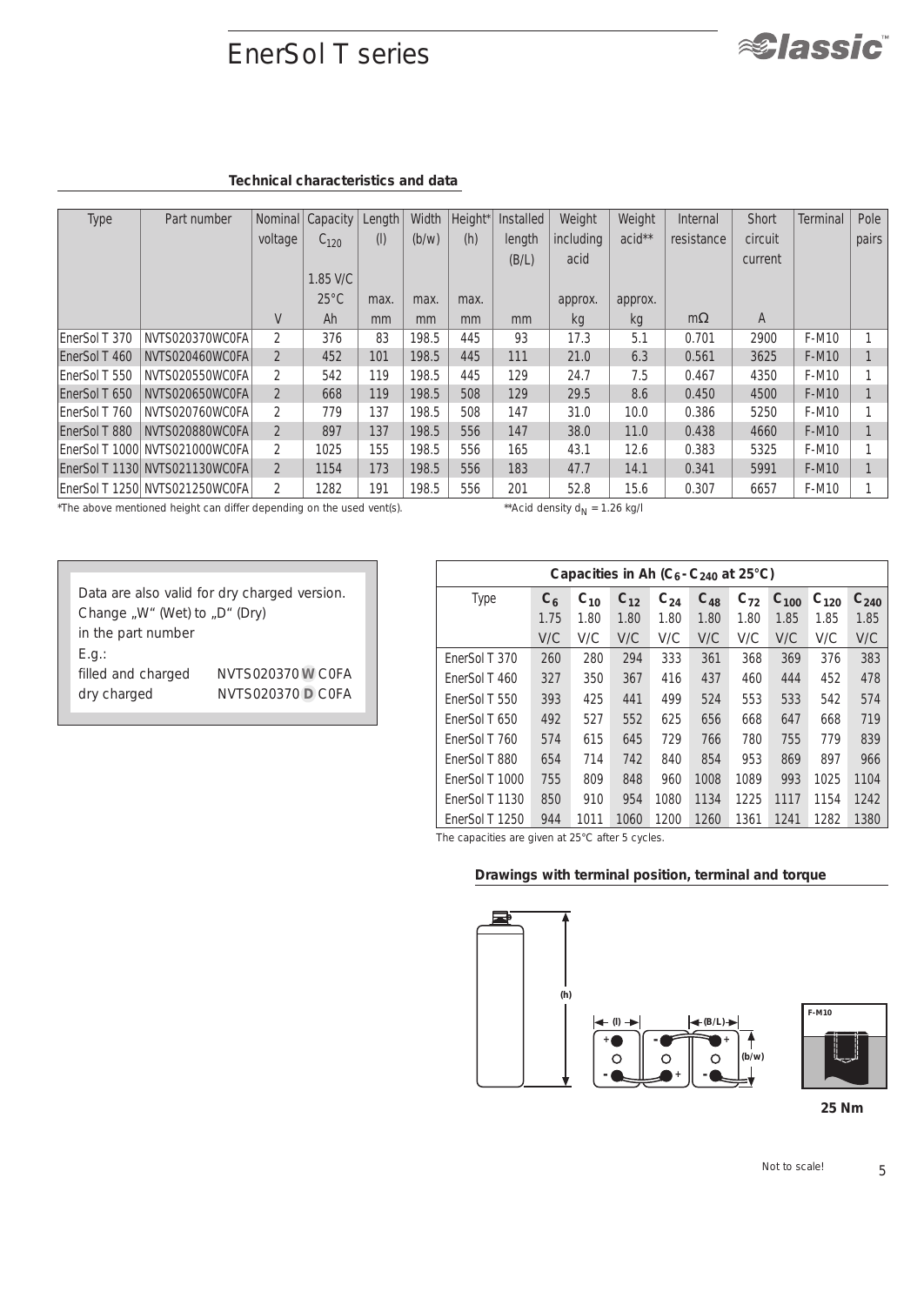# EnerSol T series

### Technical characteristics and data

| Type | Part number | Nominal voltage | Capacity $C_{120}$ 1.85 V/C 25°C | Length (l) max. | Width (b/w) max. | Height* (h) max. | Installed length (B/L) | Weight including acid approx. | Weight acid** approx. | Internal resistance | Short circuit current | Terminal | Pole pairs |
|---|---|---|---|---|---|---|---|---|---|---|---|---|---|
| | | V | Ah | mm | mm | mm | mm | kg | kg | mΩ | A | | |
| EnerSol T 370 | NVTS020370WC0FA | 2 | 376 | 83 | 198.5 | 445 | 93 | 17.3 | 5.1 | 0.701 | 2900 | F-M10 | 1 |
| EnerSol T 460 | NVTS020460WC0FA | 2 | 452 | 101 | 198.5 | 445 | 111 | 21.0 | 6.3 | 0.561 | 3625 | F-M10 | 1 |
| EnerSol T 550 | NVTS020550WC0FA | 2 | 542 | 119 | 198.5 | 445 | 129 | 24.7 | 7.5 | 0.467 | 4350 | F-M10 | 1 |
| EnerSol T 650 | NVTS020650WC0FA | 2 | 668 | 119 | 198.5 | 508 | 129 | 29.5 | 8.6 | 0.450 | 4500 | F-M10 | 1 |
| EnerSol T 760 | NVTS020760WC0FA | 2 | 779 | 137 | 198.5 | 508 | 147 | 31.0 | 10.0 | 0.386 | 5250 | F-M10 | 1 |
| EnerSol T 880 | NVTS020880WC0FA | 2 | 897 | 137 | 198.5 | 556 | 147 | 38.0 | 11.0 | 0.438 | 4660 | F-M10 | 1 |
| EnerSol T 1000 | NVTS021000WC0FA | 2 | 1025 | 155 | 198.5 | 556 | 165 | 43.1 | 12.6 | 0.383 | 5325 | F-M10 | 1 |
| EnerSol T 1130 | NVTS021130WC0FA | 2 | 1154 | 173 | 198.5 | 556 | 183 | 47.7 | 14.1 | 0.341 | 5991 | F-M10 | 1 |
| EnerSol T 1250 | NVTS021250WC0FA | 2 | 1282 | 191 | 198.5 | 556 | 201 | 52.8 | 15.6 | 0.307 | 6657 | F-M10 | 1 |

*The above mentioned height can differ depending on the used vent(s).

**Acid density $d_N$ = 1.26 kg/l

Data are also valid for dry charged version.
Change „W" (Wet) to „D" (Dry)
in the part number
E.g.:

filled and charged NVTS020370 **W** C0FA
dry charged NVTS020370 **D** C0FA

| Capacities in Ah ($C_6$ - $C_{240}$ at 25°C) | | | | | | | | | |
|---|---|---|---|---|---|---|---|---|---|
| Type | $C_6$ 1.75 V/C | $C_{10}$ 1.80 V/C | $C_{12}$ 1.80 V/C | $C_{24}$ 1.80 V/C | $C_{48}$ 1.80 V/C | $C_{72}$ 1.80 V/C | $C_{100}$ 1.85 V/C | $C_{120}$ 1.85 V/C | $C_{240}$ 1.85 V/C |
| EnerSol T 370 | 260 | 280 | 294 | 333 | 361 | 368 | 369 | 376 | 383 |
| EnerSol T 460 | 327 | 350 | 367 | 416 | 437 | 460 | 444 | 452 | 478 |
| EnerSol T 550 | 393 | 425 | 441 | 499 | 524 | 553 | 533 | 542 | 574 |
| EnerSol T 650 | 492 | 527 | 552 | 625 | 656 | 668 | 647 | 668 | 719 |
| EnerSol T 760 | 574 | 615 | 645 | 729 | 766 | 780 | 755 | 779 | 839 |
| EnerSol T 880 | 654 | 714 | 742 | 840 | 854 | 953 | 869 | 897 | 966 |
| EnerSol T 1000 | 755 | 809 | 848 | 960 | 1008 | 1089 | 993 | 1025 | 1104 |
| EnerSol T 1130 | 850 | 910 | 954 | 1080 | 1134 | 1225 | 1117 | 1154 | 1242 |
| EnerSol T 1250 | 944 | 1011 | 1060 | 1200 | 1260 | 1361 | 1241 | 1282 | 1380 |

The capacities are given at 25°C after 5 cycles.

### Drawings with terminal position, terminal and torque

(h) (l) (B/L) (b/w) F-M10

25 Nm

Not to scale!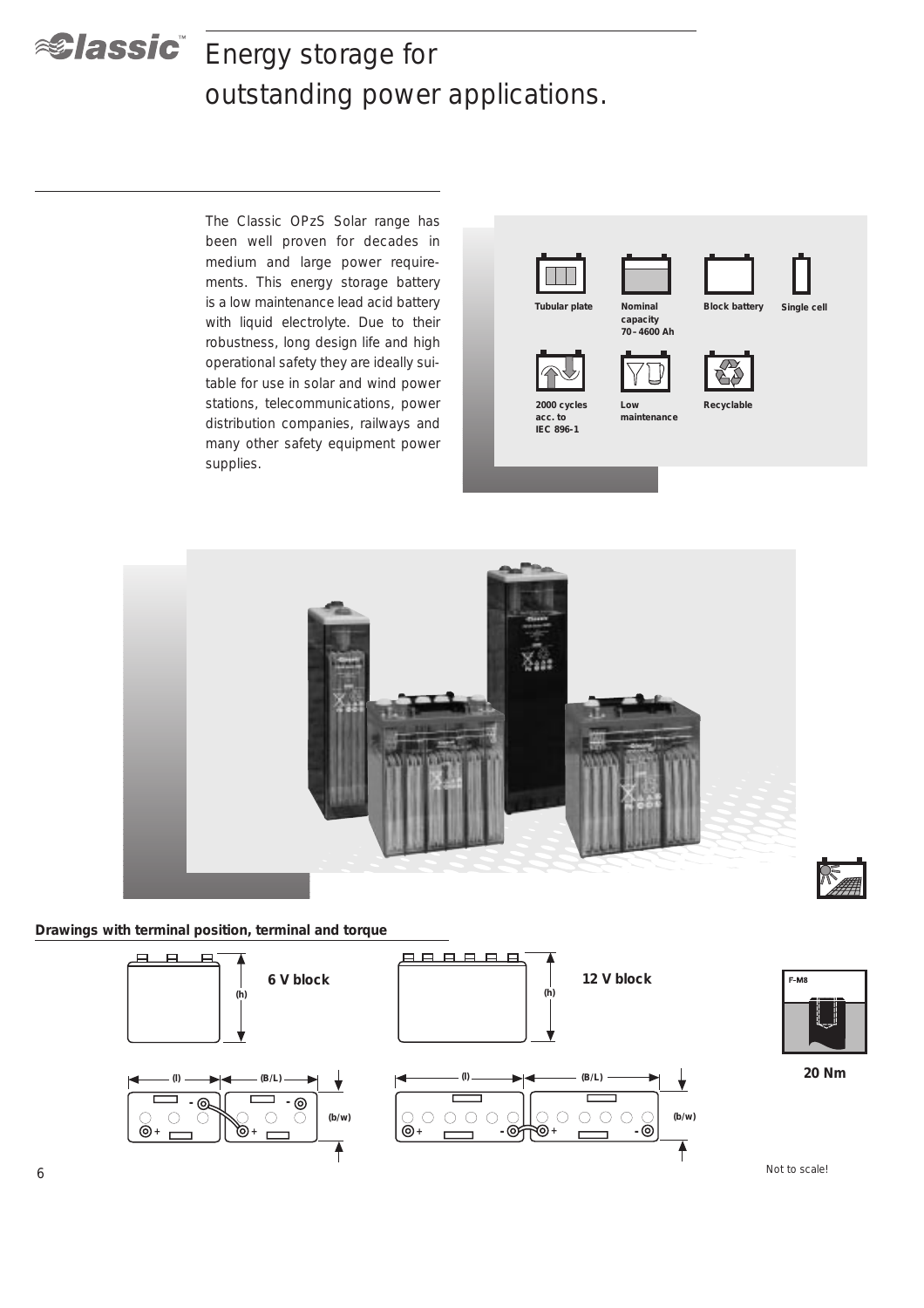# Energy storage for outstanding power applications.

The Classic OPzS Solar range has been well proven for decades in medium and large power requirements. This energy storage battery is a low maintenance lead acid battery with liquid electrolyte. Due to their robustness, long design life and high operational safety they are ideally suitable for use in solar and wind power stations, telecommunications, power distribution companies, railways and many other safety equipment power supplies.

- Tubular plate
- Nominal capacity 70 – 4600 Ah
- Block battery
- Single cell
- 2000 cycles acc. to IEC 896-1
- Low maintenance
- Recyclable

**Drawings with terminal position, terminal and torque**

6 V block

12 V block

F-M8

20 Nm

Not to scale!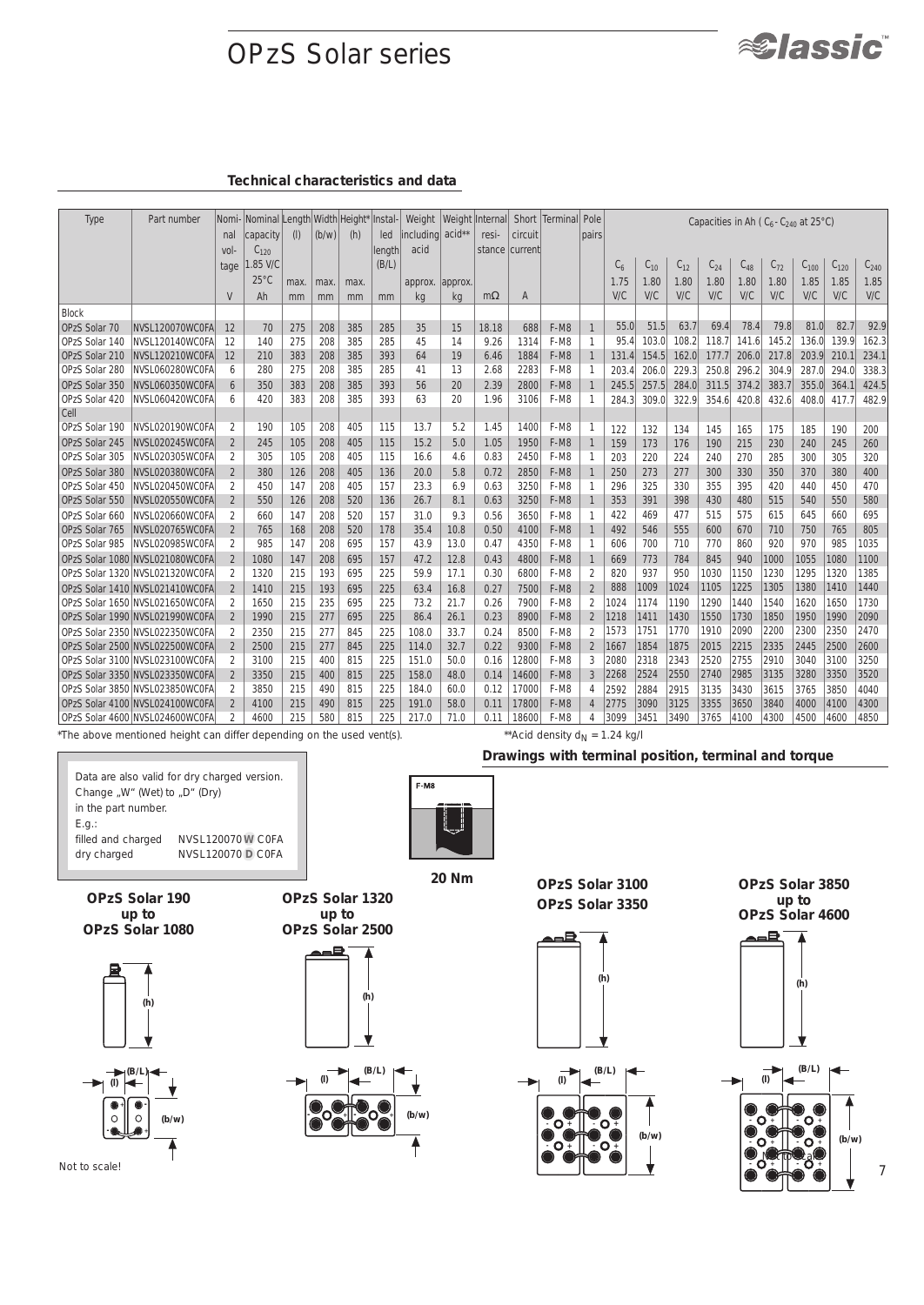# OPzS Solar series

## Technical characteristics and data

| Type | Part number | Nominal voltage | Nominal capacity $C_{120}$ 1.85 V/C 25°C | Length (l) | Width (b/w) | Height* (h) | Installed length (B/L) | Weight including acid | Weight acid** | Internal resistance | Short circuit current | Terminal | Pole pairs | Capacities in Ah ( $C_6$ - $C_{240}$ at 25°C) | | | | | | | | |
|---|---|---|---|---|---|---|---|---|---|---|---|---|---|---|---|---|---|---|---|---|---|---|
| | | | | | | | | | | | | | | $C_6$ 1.75 V/C | $C_{10}$ 1.80 V/C | $C_{12}$ 1.80 V/C | $C_{24}$ 1.80 V/C | $C_{48}$ 1.80 V/C | $C_{72}$ 1.80 V/C | $C_{100}$ 1.85 V/C | $C_{120}$ 1.85 V/C | $C_{240}$ 1.85 V/C |
| | | V | Ah | max. mm | max. mm | max. mm | mm | approx. kg | approx. kg | mΩ | A | | | | | | | | | | | |
| Block | | | | | | | | | | | | | | | | | | | | | | |
| OPzS Solar 70 | NVSL120070WC0FA | 12 | 70 | 275 | 208 | 385 | 285 | 35 | 15 | 18.18 | 688 | F-M8 | 1 | 55.0 | 51.5 | 63.7 | 69.4 | 78.4 | 79.8 | 81.0 | 82.7 | 92.9 |
| OPzS Solar 140 | NVSL120140WC0FA | 12 | 140 | 275 | 208 | 385 | 285 | 45 | 14 | 9.26 | 1314 | F-M8 | 1 | 95.4 | 103.0 | 108.2 | 118.7 | 141.6 | 145.2 | 136.0 | 139.9 | 162.3 |
| OPzS Solar 210 | NVSL120210WC0FA | 12 | 210 | 383 | 208 | 385 | 393 | 64 | 19 | 6.46 | 1884 | F-M8 | 1 | 131.4 | 154.5 | 162.0 | 177.7 | 206.0 | 217.8 | 203.9 | 210.1 | 234.1 |
| OPzS Solar 280 | NVSL060280WC0FA | 6 | 280 | 275 | 208 | 385 | 285 | 41 | 13 | 2.68 | 2283 | F-M8 | 1 | 203.4 | 206.0 | 229.3 | 250.8 | 296.2 | 304.9 | 287.0 | 294.0 | 338.3 |
| OPzS Solar 350 | NVSL060350WC0FA | 6 | 350 | 383 | 208 | 385 | 393 | 56 | 20 | 2.39 | 2800 | F-M8 | 1 | 245.5 | 257.5 | 284.0 | 311.5 | 374.2 | 383.7 | 355.0 | 364.1 | 424.5 |
| OPzS Solar 420 | NVSL060420WC0FA | 6 | 420 | 383 | 208 | 385 | 393 | 63 | 20 | 1.96 | 3106 | F-M8 | 1 | 284.3 | 309.0 | 322.9 | 354.6 | 420.8 | 432.6 | 408.0 | 417.7 | 482.9 |
| Cell | | | | | | | | | | | | | | | | | | | | | | |
| OPzS Solar 190 | NVSL020190WC0FA | 2 | 190 | 105 | 208 | 405 | 115 | 13.7 | 5.2 | 1.45 | 1400 | F-M8 | 1 | 122 | 132 | 134 | 145 | 165 | 175 | 185 | 190 | 200 |
| OPzS Solar 245 | NVSL020245WC0FA | 2 | 245 | 105 | 208 | 405 | 115 | 15.2 | 5.0 | 1.05 | 1950 | F-M8 | 1 | 159 | 173 | 176 | 190 | 215 | 230 | 240 | 245 | 260 |
| OPzS Solar 305 | NVSL020305WC0FA | 2 | 305 | 105 | 208 | 405 | 115 | 16.6 | 4.6 | 0.83 | 2450 | F-M8 | 1 | 203 | 220 | 224 | 240 | 270 | 285 | 300 | 305 | 320 |
| OPzS Solar 380 | NVSL020380WC0FA | 2 | 380 | 126 | 208 | 405 | 136 | 20.0 | 5.8 | 0.72 | 2850 | F-M8 | 1 | 250 | 273 | 277 | 300 | 330 | 350 | 370 | 380 | 400 |
| OPzS Solar 450 | NVSL020450WC0FA | 2 | 450 | 147 | 208 | 405 | 157 | 23.3 | 6.9 | 0.63 | 3250 | F-M8 | 1 | 296 | 325 | 330 | 355 | 395 | 420 | 440 | 450 | 470 |
| OPzS Solar 550 | NVSL020550WC0FA | 2 | 550 | 126 | 208 | 520 | 136 | 26.7 | 8.1 | 0.63 | 3250 | F-M8 | 1 | 353 | 391 | 398 | 430 | 480 | 515 | 540 | 550 | 580 |
| OPzS Solar 660 | NVSL020660WC0FA | 2 | 660 | 147 | 208 | 520 | 157 | 31.0 | 9.3 | 0.56 | 3650 | F-M8 | 1 | 422 | 469 | 477 | 515 | 575 | 615 | 645 | 660 | 695 |
| OPzS Solar 765 | NVSL020765WC0FA | 2 | 765 | 168 | 208 | 520 | 178 | 35.4 | 10.8 | 0.50 | 4100 | F-M8 | 1 | 492 | 546 | 555 | 600 | 670 | 710 | 750 | 765 | 805 |
| OPzS Solar 985 | NVSL020985WC0FA | 2 | 985 | 147 | 208 | 695 | 157 | 43.9 | 13.0 | 0.47 | 4350 | F-M8 | 1 | 606 | 700 | 710 | 770 | 860 | 920 | 970 | 985 | 1035 |
| OPzS Solar 1080 | NVSL021080WC0FA | 2 | 1080 | 147 | 208 | 695 | 157 | 47.2 | 12.8 | 0.43 | 4800 | F-M8 | 1 | 669 | 773 | 784 | 845 | 940 | 1000 | 1055 | 1080 | 1100 |
| OPzS Solar 1320 | NVSL021320WC0FA | 2 | 1320 | 215 | 193 | 695 | 225 | 59.9 | 17.1 | 0.30 | 6800 | F-M8 | 2 | 820 | 937 | 950 | 1030 | 1150 | 1230 | 1295 | 1320 | 1385 |
| OPzS Solar 1410 | NVSL021410WC0FA | 2 | 1410 | 215 | 193 | 695 | 225 | 63.4 | 16.8 | 0.27 | 7500 | F-M8 | 2 | 888 | 1009 | 1024 | 1105 | 1225 | 1305 | 1380 | 1410 | 1440 |
| OPzS Solar 1650 | NVSL021650WC0FA | 2 | 1650 | 215 | 235 | 695 | 225 | 73.2 | 21.7 | 0.26 | 7900 | F-M8 | 2 | 1024 | 1174 | 1190 | 1290 | 1440 | 1540 | 1620 | 1650 | 1730 |
| OPzS Solar 1990 | NVSL021990WC0FA | 2 | 1990 | 215 | 277 | 695 | 225 | 86.4 | 26.1 | 0.23 | 8900 | F-M8 | 2 | 1218 | 1411 | 1430 | 1550 | 1730 | 1850 | 1950 | 1990 | 2090 |
| OPzS Solar 2350 | NVSL022350WC0FA | 2 | 2350 | 215 | 277 | 845 | 225 | 108.0 | 33.7 | 0.24 | 8500 | F-M8 | 2 | 1573 | 1751 | 1770 | 1910 | 2090 | 2200 | 2300 | 2350 | 2470 |
| OPzS Solar 2500 | NVSL022500WC0FA | 2 | 2500 | 215 | 277 | 845 | 225 | 114.0 | 32.7 | 0.22 | 9300 | F-M8 | 2 | 1667 | 1854 | 1875 | 2015 | 2215 | 2335 | 2445 | 2500 | 2600 |
| OPzS Solar 3100 | NVSL023100WC0FA | 2 | 3100 | 215 | 400 | 815 | 225 | 151.0 | 50.0 | 0.16 | 12800 | F-M8 | 3 | 2080 | 2318 | 2343 | 2520 | 2755 | 2910 | 3040 | 3100 | 3250 |
| OPzS Solar 3350 | NVSL023350WC0FA | 2 | 3350 | 215 | 400 | 815 | 225 | 158.0 | 48.0 | 0.14 | 14600 | F-M8 | 3 | 2268 | 2524 | 2550 | 2740 | 2985 | 3135 | 3280 | 3350 | 3520 |
| OPzS Solar 3850 | NVSL023850WC0FA | 2 | 3850 | 215 | 490 | 815 | 225 | 184.0 | 60.0 | 0.12 | 17000 | F-M8 | 4 | 2592 | 2884 | 2915 | 3135 | 3430 | 3615 | 3765 | 3850 | 4040 |
| OPzS Solar 4100 | NVSL024100WC0FA | 2 | 4100 | 215 | 490 | 815 | 225 | 191.0 | 58.0 | 0.11 | 17800 | F-M8 | 4 | 2775 | 3090 | 3125 | 3355 | 3650 | 3840 | 4000 | 4100 | 4300 |
| OPzS Solar 4600 | NVSL024600WC0FA | 2 | 4600 | 215 | 580 | 815 | 225 | 217.0 | 71.0 | 0.11 | 18600 | F-M8 | 4 | 3099 | 3451 | 3490 | 3765 | 4100 | 4300 | 4500 | 4600 | 4850 |

*The above mentioned height can differ depending on the used vent(s).

**Acid density $d_N$ = 1.24 kg/l

Data are also valid for dry charged version.
Change „W" (Wet) to „D" (Dry) in the part number.
E.g.:
filled and charged NVSL120070**W**C0FA
dry charged NVSL120070**D**C0FA

### Drawings with terminal position, terminal and torque

F-M8

**20 Nm**

**OPzS Solar 190 up to OPzS Solar 1080**

**OPzS Solar 1320 up to OPzS Solar 2500**

**OPzS Solar 3100**
**OPzS Solar 3350**

**OPzS Solar 3850 up to OPzS Solar 4600**

Not to scale!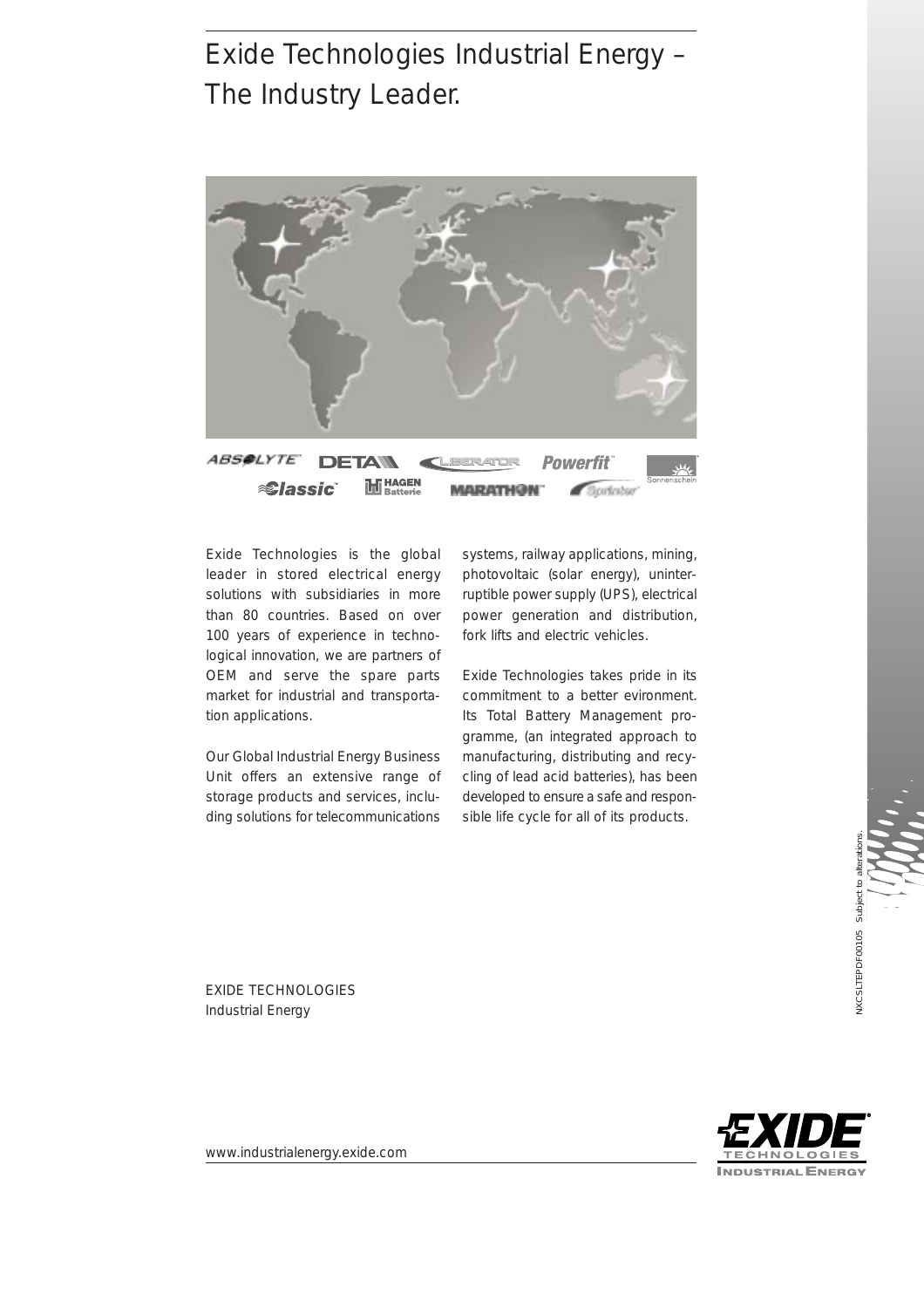# Exide Technologies Industrial Energy – The Industry Leader.

Exide Technologies is the global leader in stored electrical energy solutions with subsidiaries in more than 80 countries. Based on over 100 years of experience in technological innovation, we are partners of OEM and serve the spare parts market for industrial and transportation applications.

Our Global Industrial Energy Business Unit offers an extensive range of storage products and services, including solutions for telecommunications systems, railway applications, mining, photovoltaic (solar energy), uninterruptible power supply (UPS), electrical power generation and distribution, fork lifts and electric vehicles.

Exide Technologies takes pride in its commitment to a better evironment. Its Total Battery Management programme, (an integrated approach to manufacturing, distributing and recycling of lead acid batteries), has been developed to ensure a safe and responsible life cycle for all of its products.

EXIDE TECHNOLOGIES
Industrial Energy

www.industrialenergy.exide.com

NXCSLTEPDF00105 Subject to alterations.